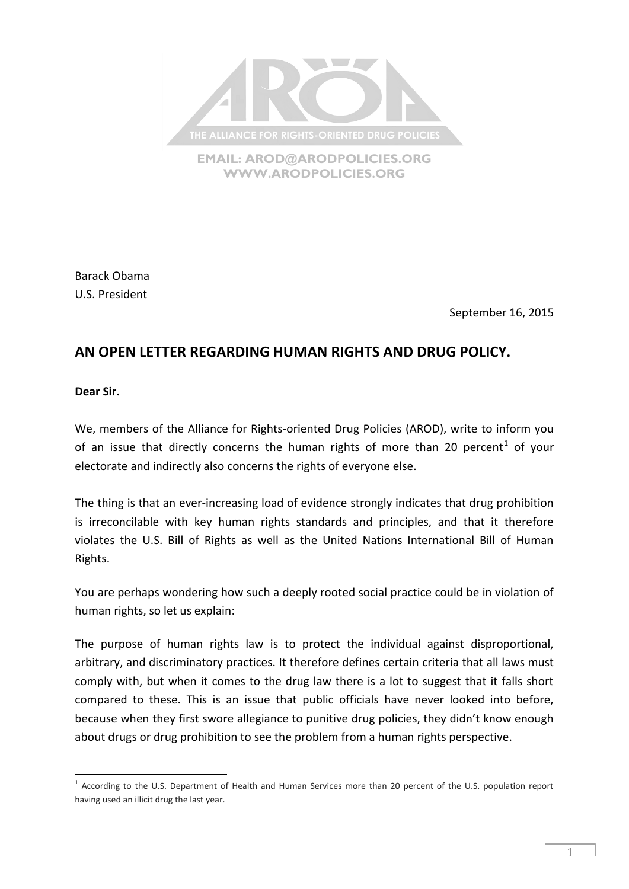THE ALLIANCE FOR RIGHTS-ORIENTED DRUG POLICIES

**EMAIL: AROD@ARODPOLICIES.ORG**
**WWW.ARODPOLICIES.ORG**

Barack Obama
U.S. President

September 16, 2015

## AN OPEN LETTER REGARDING HUMAN RIGHTS AND DRUG POLICY.

**Dear Sir.**

We, members of the Alliance for Rights-oriented Drug Policies (AROD), write to inform you of an issue that directly concerns the human rights of more than 20 percent[1] of your electorate and indirectly also concerns the rights of everyone else.

The thing is that an ever-increasing load of evidence strongly indicates that drug prohibition is irreconcilable with key human rights standards and principles, and that it therefore violates the U.S. Bill of Rights as well as the United Nations International Bill of Human Rights.

You are perhaps wondering how such a deeply rooted social practice could be in violation of human rights, so let us explain:

The purpose of human rights law is to protect the individual against disproportional, arbitrary, and discriminatory practices. It therefore defines certain criteria that all laws must comply with, but when it comes to the drug law there is a lot to suggest that it falls short compared to these. This is an issue that public officials have never looked into before, because when they first swore allegiance to punitive drug policies, they didn't know enough about drugs or drug prohibition to see the problem from a human rights perspective.

[1] According to the U.S. Department of Health and Human Services more than 20 percent of the U.S. population report having used an illicit drug the last year.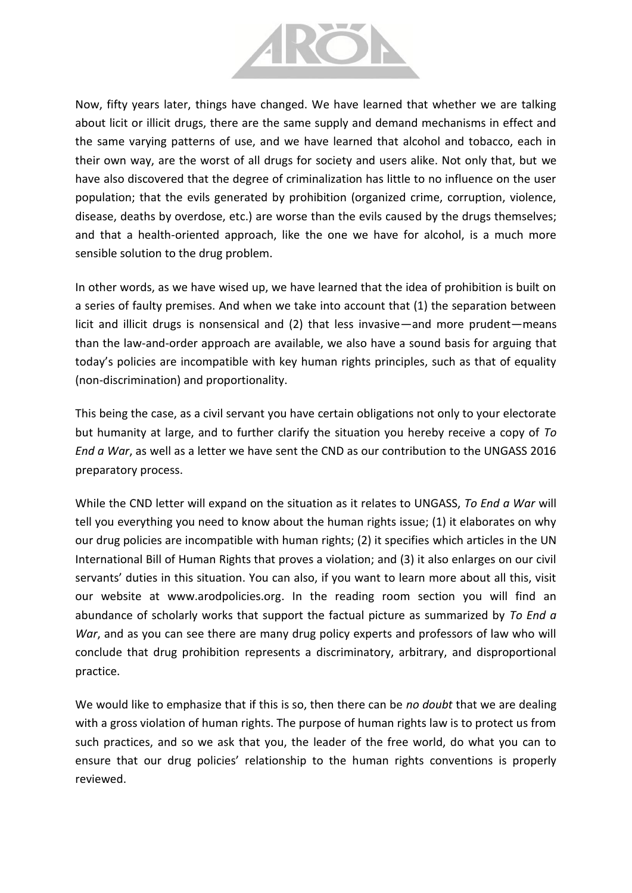Now, fifty years later, things have changed. We have learned that whether we are talking about licit or illicit drugs, there are the same supply and demand mechanisms in effect and the same varying patterns of use, and we have learned that alcohol and tobacco, each in their own way, are the worst of all drugs for society and users alike. Not only that, but we have also discovered that the degree of criminalization has little to no influence on the user population; that the evils generated by prohibition (organized crime, corruption, violence, disease, deaths by overdose, etc.) are worse than the evils caused by the drugs themselves; and that a health-oriented approach, like the one we have for alcohol, is a much more sensible solution to the drug problem.

In other words, as we have wised up, we have learned that the idea of prohibition is built on a series of faulty premises. And when we take into account that (1) the separation between licit and illicit drugs is nonsensical and (2) that less invasive—and more prudent—means than the law-and-order approach are available, we also have a sound basis for arguing that today's policies are incompatible with key human rights principles, such as that of equality (non-discrimination) and proportionality.

This being the case, as a civil servant you have certain obligations not only to your electorate but humanity at large, and to further clarify the situation you hereby receive a copy of *To End a War*, as well as a letter we have sent the CND as our contribution to the UNGASS 2016 preparatory process.

While the CND letter will expand on the situation as it relates to UNGASS, *To End a War* will tell you everything you need to know about the human rights issue; (1) it elaborates on why our drug policies are incompatible with human rights; (2) it specifies which articles in the UN International Bill of Human Rights that proves a violation; and (3) it also enlarges on our civil servants' duties in this situation. You can also, if you want to learn more about all this, visit our website at www.arodpolicies.org. In the reading room section you will find an abundance of scholarly works that support the factual picture as summarized by *To End a War*, and as you can see there are many drug policy experts and professors of law who will conclude that drug prohibition represents a discriminatory, arbitrary, and disproportional practice.

We would like to emphasize that if this is so, then there can be *no doubt* that we are dealing with a gross violation of human rights. The purpose of human rights law is to protect us from such practices, and so we ask that you, the leader of the free world, do what you can to ensure that our drug policies' relationship to the human rights conventions is properly reviewed.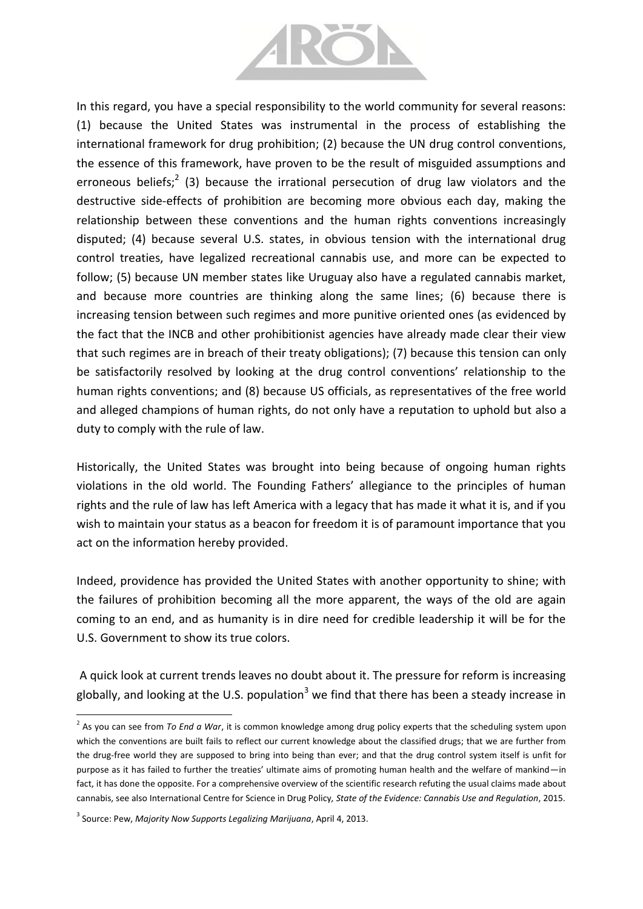In this regard, you have a special responsibility to the world community for several reasons: (1) because the United States was instrumental in the process of establishing the international framework for drug prohibition; (2) because the UN drug control conventions, the essence of this framework, have proven to be the result of misguided assumptions and erroneous beliefs;[2] (3) because the irrational persecution of drug law violators and the destructive side-effects of prohibition are becoming more obvious each day, making the relationship between these conventions and the human rights conventions increasingly disputed; (4) because several U.S. states, in obvious tension with the international drug control treaties, have legalized recreational cannabis use, and more can be expected to follow; (5) because UN member states like Uruguay also have a regulated cannabis market, and because more countries are thinking along the same lines; (6) because there is increasing tension between such regimes and more punitive oriented ones (as evidenced by the fact that the INCB and other prohibitionist agencies have already made clear their view that such regimes are in breach of their treaty obligations); (7) because this tension can only be satisfactorily resolved by looking at the drug control conventions' relationship to the human rights conventions; and (8) because US officials, as representatives of the free world and alleged champions of human rights, do not only have a reputation to uphold but also a duty to comply with the rule of law.

Historically, the United States was brought into being because of ongoing human rights violations in the old world. The Founding Fathers' allegiance to the principles of human rights and the rule of law has left America with a legacy that has made it what it is, and if you wish to maintain your status as a beacon for freedom it is of paramount importance that you act on the information hereby provided.

Indeed, providence has provided the United States with another opportunity to shine; with the failures of prohibition becoming all the more apparent, the ways of the old are again coming to an end, and as humanity is in dire need for credible leadership it will be for the U.S. Government to show its true colors.

A quick look at current trends leaves no doubt about it. The pressure for reform is increasing globally, and looking at the U.S. population[3] we find that there has been a steady increase in

---

[2] As you can see from *To End a War*, it is common knowledge among drug policy experts that the scheduling system upon which the conventions are built fails to reflect our current knowledge about the classified drugs; that we are further from the drug-free world they are supposed to bring into being than ever; and that the drug control system itself is unfit for purpose as it has failed to further the treaties' ultimate aims of promoting human health and the welfare of mankind—in fact, it has done the opposite. For a comprehensive overview of the scientific research refuting the usual claims made about cannabis, see also International Centre for Science in Drug Policy, *State of the Evidence: Cannabis Use and Regulation*, 2015.

[3] Source: Pew, *Majority Now Supports Legalizing Marijuana*, April 4, 2013.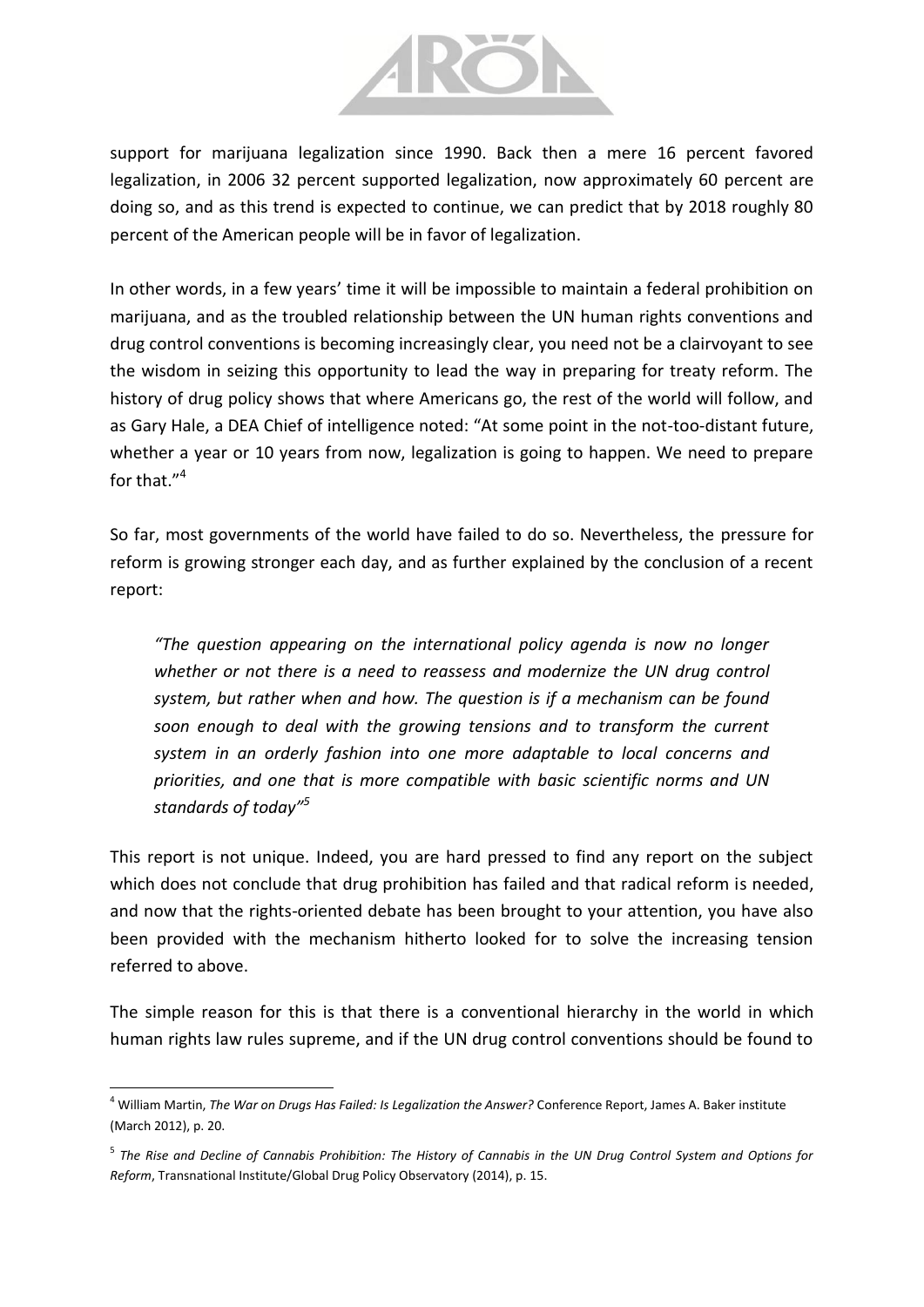support for marijuana legalization since 1990. Back then a mere 16 percent favored legalization, in 2006 32 percent supported legalization, now approximately 60 percent are doing so, and as this trend is expected to continue, we can predict that by 2018 roughly 80 percent of the American people will be in favor of legalization.

In other words, in a few years' time it will be impossible to maintain a federal prohibition on marijuana, and as the troubled relationship between the UN human rights conventions and drug control conventions is becoming increasingly clear, you need not be a clairvoyant to see the wisdom in seizing this opportunity to lead the way in preparing for treaty reform. The history of drug policy shows that where Americans go, the rest of the world will follow, and as Gary Hale, a DEA Chief of intelligence noted: "At some point in the not-too-distant future, whether a year or 10 years from now, legalization is going to happen. We need to prepare for that."[4]

So far, most governments of the world have failed to do so. Nevertheless, the pressure for reform is growing stronger each day, and as further explained by the conclusion of a recent report:

> *"The question appearing on the international policy agenda is now no longer whether or not there is a need to reassess and modernize the UN drug control system, but rather when and how. The question is if a mechanism can be found soon enough to deal with the growing tensions and to transform the current system in an orderly fashion into one more adaptable to local concerns and priorities, and one that is more compatible with basic scientific norms and UN standards of today"*[5]

This report is not unique. Indeed, you are hard pressed to find any report on the subject which does not conclude that drug prohibition has failed and that radical reform is needed, and now that the rights-oriented debate has been brought to your attention, you have also been provided with the mechanism hitherto looked for to solve the increasing tension referred to above.

The simple reason for this is that there is a conventional hierarchy in the world in which human rights law rules supreme, and if the UN drug control conventions should be found to

---

[4] William Martin, *The War on Drugs Has Failed: Is Legalization the Answer?* Conference Report, James A. Baker institute (March 2012), p. 20.

[5] *The Rise and Decline of Cannabis Prohibition: The History of Cannabis in the UN Drug Control System and Options for Reform*, Transnational Institute/Global Drug Policy Observatory (2014), p. 15.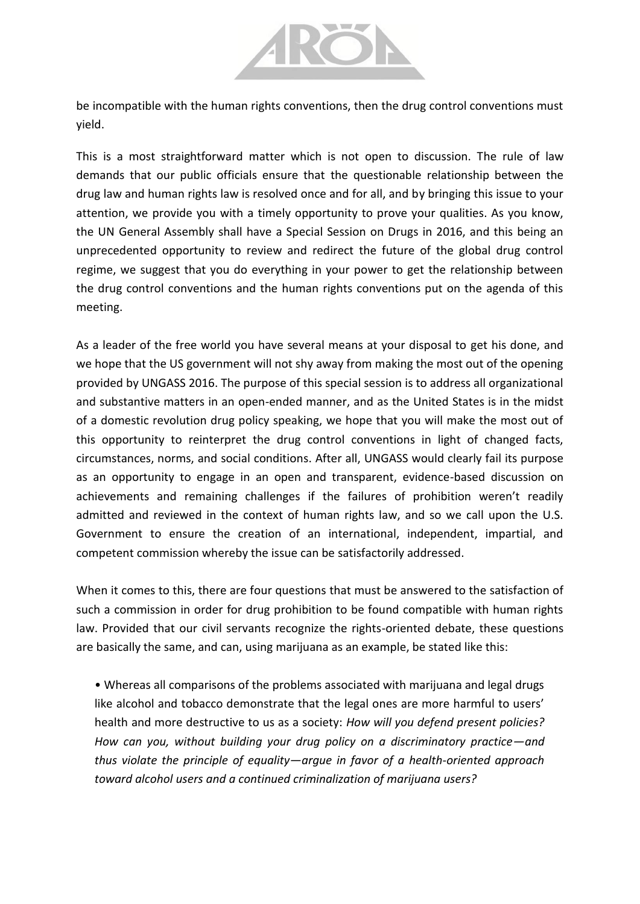be incompatible with the human rights conventions, then the drug control conventions must yield.

This is a most straightforward matter which is not open to discussion. The rule of law demands that our public officials ensure that the questionable relationship between the drug law and human rights law is resolved once and for all, and by bringing this issue to your attention, we provide you with a timely opportunity to prove your qualities. As you know, the UN General Assembly shall have a Special Session on Drugs in 2016, and this being an unprecedented opportunity to review and redirect the future of the global drug control regime, we suggest that you do everything in your power to get the relationship between the drug control conventions and the human rights conventions put on the agenda of this meeting.

As a leader of the free world you have several means at your disposal to get his done, and we hope that the US government will not shy away from making the most out of the opening provided by UNGASS 2016. The purpose of this special session is to address all organizational and substantive matters in an open-ended manner, and as the United States is in the midst of a domestic revolution drug policy speaking, we hope that you will make the most out of this opportunity to reinterpret the drug control conventions in light of changed facts, circumstances, norms, and social conditions. After all, UNGASS would clearly fail its purpose as an opportunity to engage in an open and transparent, evidence-based discussion on achievements and remaining challenges if the failures of prohibition weren't readily admitted and reviewed in the context of human rights law, and so we call upon the U.S. Government to ensure the creation of an international, independent, impartial, and competent commission whereby the issue can be satisfactorily addressed.

When it comes to this, there are four questions that must be answered to the satisfaction of such a commission in order for drug prohibition to be found compatible with human rights law. Provided that our civil servants recognize the rights-oriented debate, these questions are basically the same, and can, using marijuana as an example, be stated like this:

- Whereas all comparisons of the problems associated with marijuana and legal drugs like alcohol and tobacco demonstrate that the legal ones are more harmful to users' health and more destructive to us as a society: *How will you defend present policies? How can you, without building your drug policy on a discriminatory practice—and thus violate the principle of equality—argue in favor of a health-oriented approach toward alcohol users and a continued criminalization of marijuana users?*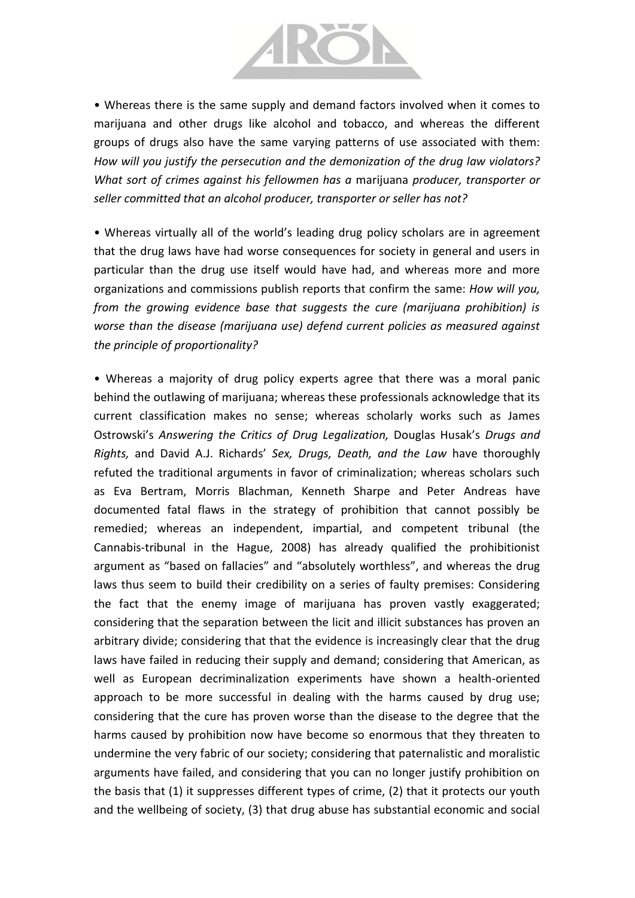• Whereas there is the same supply and demand factors involved when it comes to marijuana and other drugs like alcohol and tobacco, and whereas the different groups of drugs also have the same varying patterns of use associated with them: *How will you justify the persecution and the demonization of the drug law violators? What sort of crimes against his fellowmen has a* marijuana *producer, transporter or seller committed that an alcohol producer, transporter or seller has not?*

• Whereas virtually all of the world's leading drug policy scholars are in agreement that the drug laws have had worse consequences for society in general and users in particular than the drug use itself would have had, and whereas more and more organizations and commissions publish reports that confirm the same: *How will you, from the growing evidence base that suggests the cure (marijuana prohibition) is worse than the disease (marijuana use) defend current policies as measured against the principle of proportionality?*

• Whereas a majority of drug policy experts agree that there was a moral panic behind the outlawing of marijuana; whereas these professionals acknowledge that its current classification makes no sense; whereas scholarly works such as James Ostrowski's *Answering the Critics of Drug Legalization,* Douglas Husak's *Drugs and Rights,* and David A.J. Richards' *Sex, Drugs, Death, and the Law* have thoroughly refuted the traditional arguments in favor of criminalization; whereas scholars such as Eva Bertram, Morris Blachman, Kenneth Sharpe and Peter Andreas have documented fatal flaws in the strategy of prohibition that cannot possibly be remedied; whereas an independent, impartial, and competent tribunal (the Cannabis-tribunal in the Hague, 2008) has already qualified the prohibitionist argument as "based on fallacies" and "absolutely worthless", and whereas the drug laws thus seem to build their credibility on a series of faulty premises: Considering the fact that the enemy image of marijuana has proven vastly exaggerated; considering that the separation between the licit and illicit substances has proven an arbitrary divide; considering that that the evidence is increasingly clear that the drug laws have failed in reducing their supply and demand; considering that American, as well as European decriminalization experiments have shown a health-oriented approach to be more successful in dealing with the harms caused by drug use; considering that the cure has proven worse than the disease to the degree that the harms caused by prohibition now have become so enormous that they threaten to undermine the very fabric of our society; considering that paternalistic and moralistic arguments have failed, and considering that you can no longer justify prohibition on the basis that (1) it suppresses different types of crime, (2) that it protects our youth and the wellbeing of society, (3) that drug abuse has substantial economic and social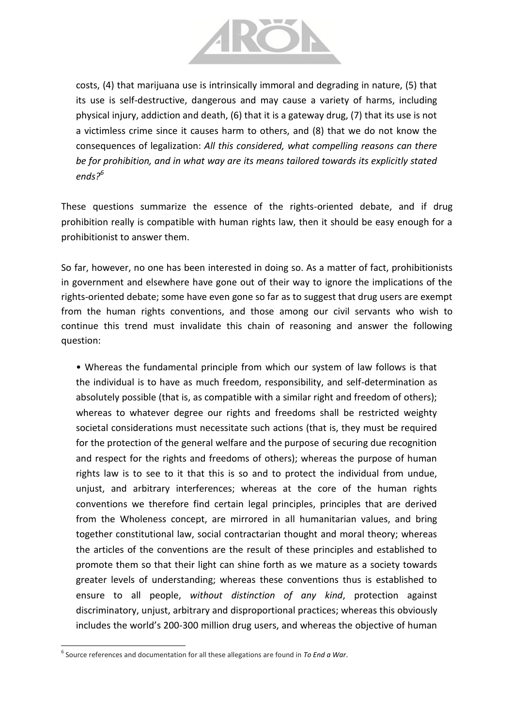costs, (4) that marijuana use is intrinsically immoral and degrading in nature, (5) that its use is self-destructive, dangerous and may cause a variety of harms, including physical injury, addiction and death, (6) that it is a gateway drug, (7) that its use is not a victimless crime since it causes harm to others, and (8) that we do not know the consequences of legalization: *All this considered, what compelling reasons can there be for prohibition, and in what way are its means tailored towards its explicitly stated ends?*[6]

These questions summarize the essence of the rights-oriented debate, and if drug prohibition really is compatible with human rights law, then it should be easy enough for a prohibitionist to answer them.

So far, however, no one has been interested in doing so. As a matter of fact, prohibitionists in government and elsewhere have gone out of their way to ignore the implications of the rights-oriented debate; some have even gone so far as to suggest that drug users are exempt from the human rights conventions, and those among our civil servants who wish to continue this trend must invalidate this chain of reasoning and answer the following question:

- Whereas the fundamental principle from which our system of law follows is that the individual is to have as much freedom, responsibility, and self-determination as absolutely possible (that is, as compatible with a similar right and freedom of others); whereas to whatever degree our rights and freedoms shall be restricted weighty societal considerations must necessitate such actions (that is, they must be required for the protection of the general welfare and the purpose of securing due recognition and respect for the rights and freedoms of others); whereas the purpose of human rights law is to see to it that this is so and to protect the individual from undue, unjust, and arbitrary interferences; whereas at the core of the human rights conventions we therefore find certain legal principles, principles that are derived from the Wholeness concept, are mirrored in all humanitarian values, and bring together constitutional law, social contractarian thought and moral theory; whereas the articles of the conventions are the result of these principles and established to promote them so that their light can shine forth as we mature as a society towards greater levels of understanding; whereas these conventions thus is established to ensure to all people, *without distinction of any kind*, protection against discriminatory, unjust, arbitrary and disproportional practices; whereas this obviously includes the world's 200-300 million drug users, and whereas the objective of human

[6] Source references and documentation for all these allegations are found in *To End a War*.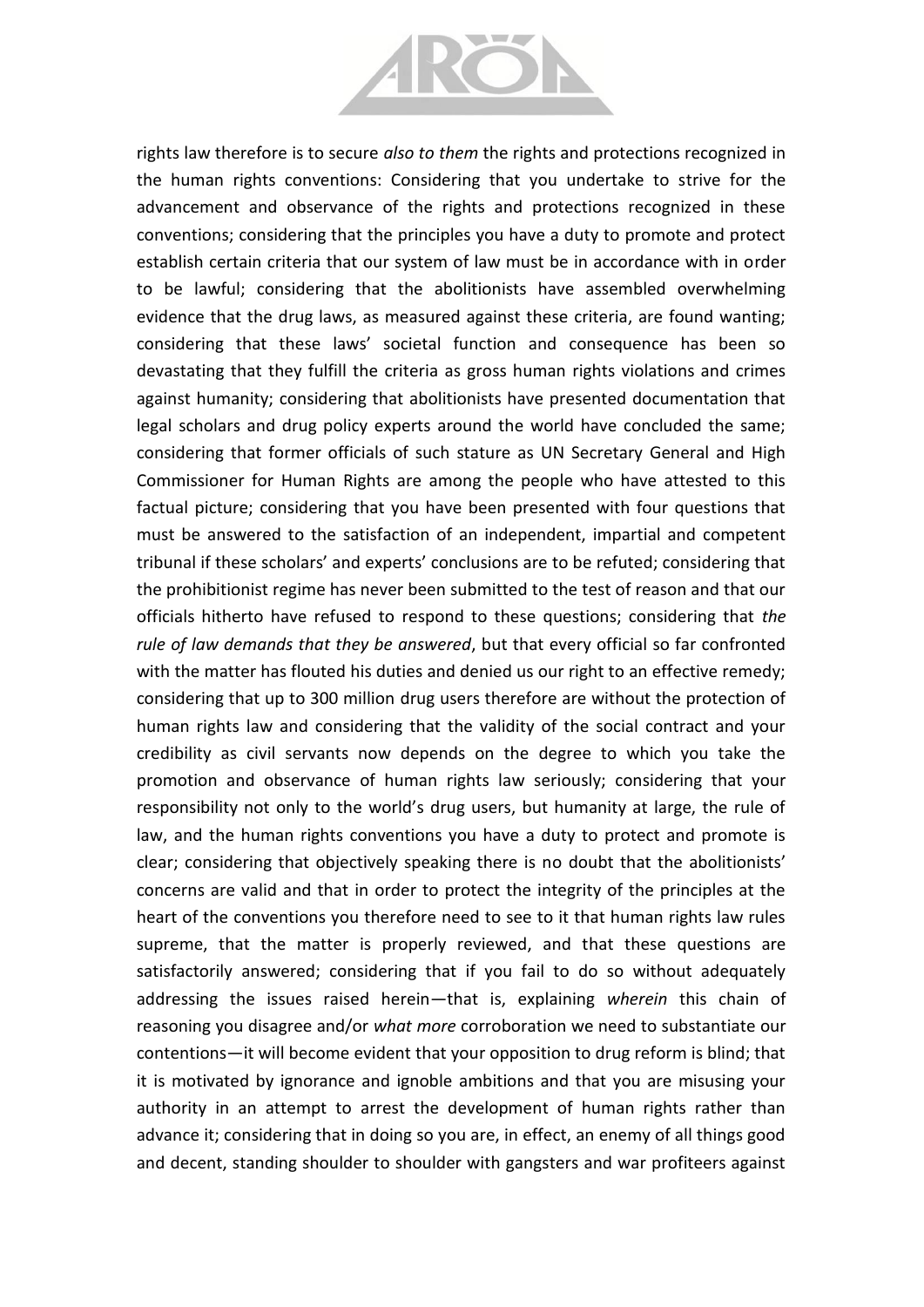rights law therefore is to secure *also to them* the rights and protections recognized in the human rights conventions: Considering that you undertake to strive for the advancement and observance of the rights and protections recognized in these conventions; considering that the principles you have a duty to promote and protect establish certain criteria that our system of law must be in accordance with in order to be lawful; considering that the abolitionists have assembled overwhelming evidence that the drug laws, as measured against these criteria, are found wanting; considering that these laws' societal function and consequence has been so devastating that they fulfill the criteria as gross human rights violations and crimes against humanity; considering that abolitionists have presented documentation that legal scholars and drug policy experts around the world have concluded the same; considering that former officials of such stature as UN Secretary General and High Commissioner for Human Rights are among the people who have attested to this factual picture; considering that you have been presented with four questions that must be answered to the satisfaction of an independent, impartial and competent tribunal if these scholars' and experts' conclusions are to be refuted; considering that the prohibitionist regime has never been submitted to the test of reason and that our officials hitherto have refused to respond to these questions; considering that *the rule of law demands that they be answered*, but that every official so far confronted with the matter has flouted his duties and denied us our right to an effective remedy; considering that up to 300 million drug users therefore are without the protection of human rights law and considering that the validity of the social contract and your credibility as civil servants now depends on the degree to which you take the promotion and observance of human rights law seriously; considering that your responsibility not only to the world's drug users, but humanity at large, the rule of law, and the human rights conventions you have a duty to protect and promote is clear; considering that objectively speaking there is no doubt that the abolitionists' concerns are valid and that in order to protect the integrity of the principles at the heart of the conventions you therefore need to see to it that human rights law rules supreme, that the matter is properly reviewed, and that these questions are satisfactorily answered; considering that if you fail to do so without adequately addressing the issues raised herein—that is, explaining *wherein* this chain of reasoning you disagree and/or *what more* corroboration we need to substantiate our contentions—it will become evident that your opposition to drug reform is blind; that it is motivated by ignorance and ignoble ambitions and that you are misusing your authority in an attempt to arrest the development of human rights rather than advance it; considering that in doing so you are, in effect, an enemy of all things good and decent, standing shoulder to shoulder with gangsters and war profiteers against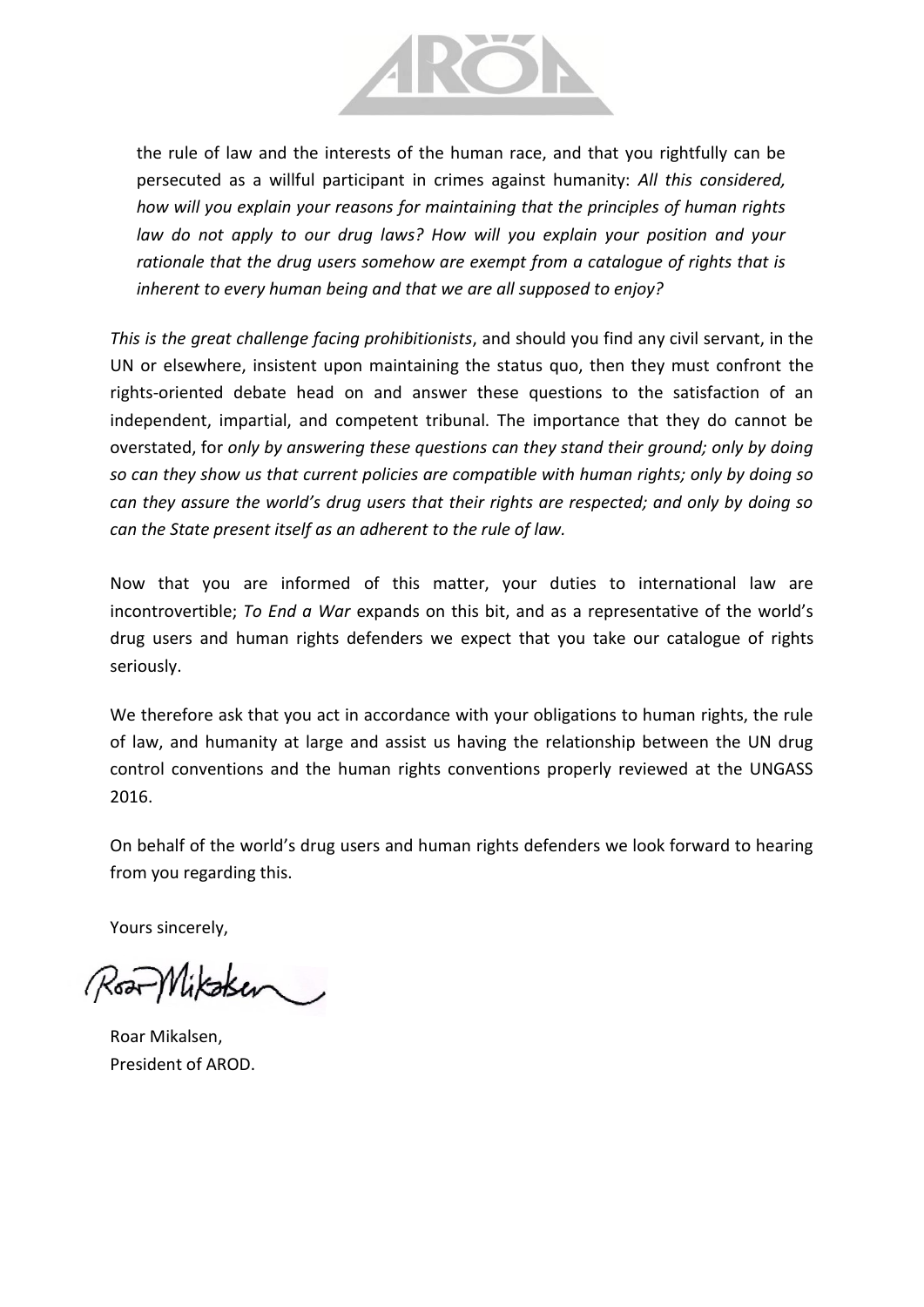the rule of law and the interests of the human race, and that you rightfully can be persecuted as a willful participant in crimes against humanity: *All this considered, how will you explain your reasons for maintaining that the principles of human rights law do not apply to our drug laws? How will you explain your position and your rationale that the drug users somehow are exempt from a catalogue of rights that is inherent to every human being and that we are all supposed to enjoy?*

*This is the great challenge facing prohibitionists*, and should you find any civil servant, in the UN or elsewhere, insistent upon maintaining the status quo, then they must confront the rights-oriented debate head on and answer these questions to the satisfaction of an independent, impartial, and competent tribunal. The importance that they do cannot be overstated, for *only by answering these questions can they stand their ground; only by doing so can they show us that current policies are compatible with human rights; only by doing so can they assure the world's drug users that their rights are respected; and only by doing so can the State present itself as an adherent to the rule of law.*

Now that you are informed of this matter, your duties to international law are incontrovertible; *To End a War* expands on this bit, and as a representative of the world's drug users and human rights defenders we expect that you take our catalogue of rights seriously.

We therefore ask that you act in accordance with your obligations to human rights, the rule of law, and humanity at large and assist us having the relationship between the UN drug control conventions and the human rights conventions properly reviewed at the UNGASS 2016.

On behalf of the world's drug users and human rights defenders we look forward to hearing from you regarding this.

Yours sincerely,

Roar Mikalsen,
President of AROD.